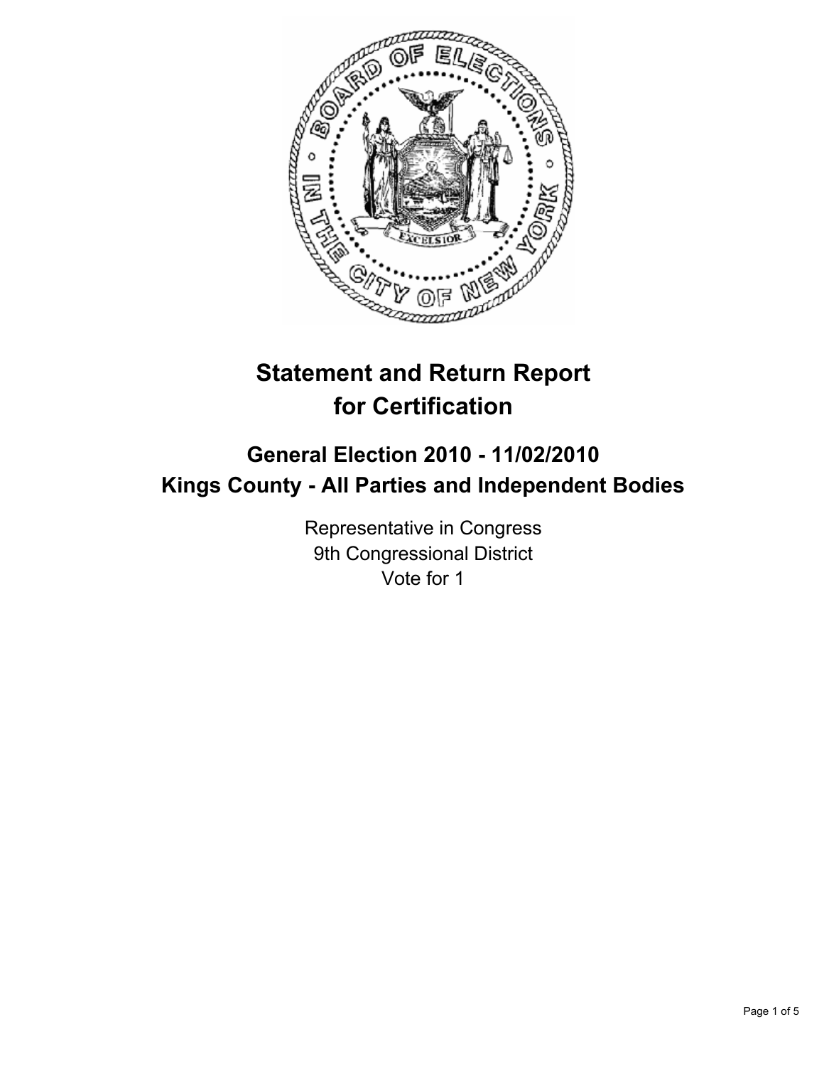# Statement and Return Report for Certification

## General Election 2010 - 11/02/2010
## Kings County - All Parties and Independent Bodies

Representative in Congress
9th Congressional District
Vote for 1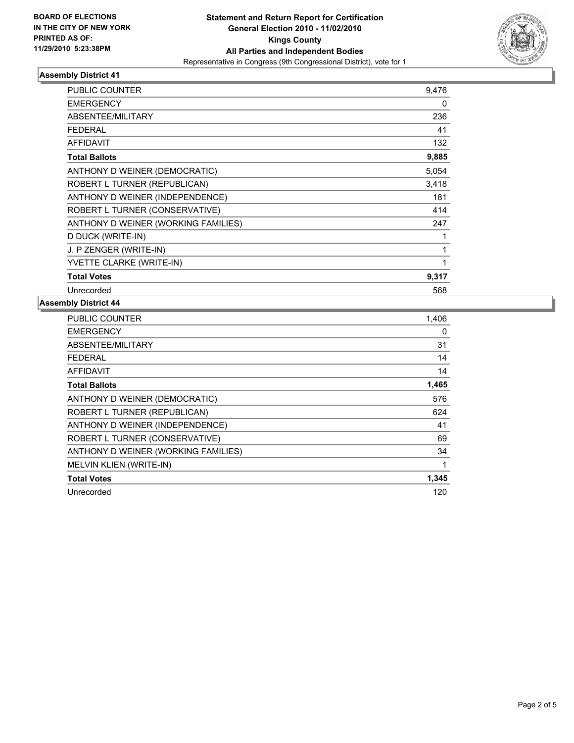BOARD OF ELECTIONS
IN THE CITY OF NEW YORK
PRINTED AS OF:
11/29/2010 5:23:38PM

**Statement and Return Report for Certification**
**General Election 2010 - 11/02/2010**
**Kings County**
**All Parties and Independent Bodies**
Representative in Congress (9th Congressional District), vote for 1

### Assembly District 41

| | |
|---|---|
| PUBLIC COUNTER | 9,476 |
| EMERGENCY | 0 |
| ABSENTEE/MILITARY | 236 |
| FEDERAL | 41 |
| AFFIDAVIT | 132 |
| **Total Ballots** | **9,885** |
| ANTHONY D WEINER (DEMOCRATIC) | 5,054 |
| ROBERT L TURNER (REPUBLICAN) | 3,418 |
| ANTHONY D WEINER (INDEPENDENCE) | 181 |
| ROBERT L TURNER (CONSERVATIVE) | 414 |
| ANTHONY D WEINER (WORKING FAMILIES) | 247 |
| D DUCK (WRITE-IN) | 1 |
| J. P ZENGER (WRITE-IN) | 1 |
| YVETTE CLARKE (WRITE-IN) | 1 |
| **Total Votes** | **9,317** |
| Unrecorded | 568 |

### Assembly District 44

| | |
|---|---|
| PUBLIC COUNTER | 1,406 |
| EMERGENCY | 0 |
| ABSENTEE/MILITARY | 31 |
| FEDERAL | 14 |
| AFFIDAVIT | 14 |
| **Total Ballots** | **1,465** |
| ANTHONY D WEINER (DEMOCRATIC) | 576 |
| ROBERT L TURNER (REPUBLICAN) | 624 |
| ANTHONY D WEINER (INDEPENDENCE) | 41 |
| ROBERT L TURNER (CONSERVATIVE) | 69 |
| ANTHONY D WEINER (WORKING FAMILIES) | 34 |
| MELVIN KLIEN (WRITE-IN) | 1 |
| **Total Votes** | **1,345** |
| Unrecorded | 120 |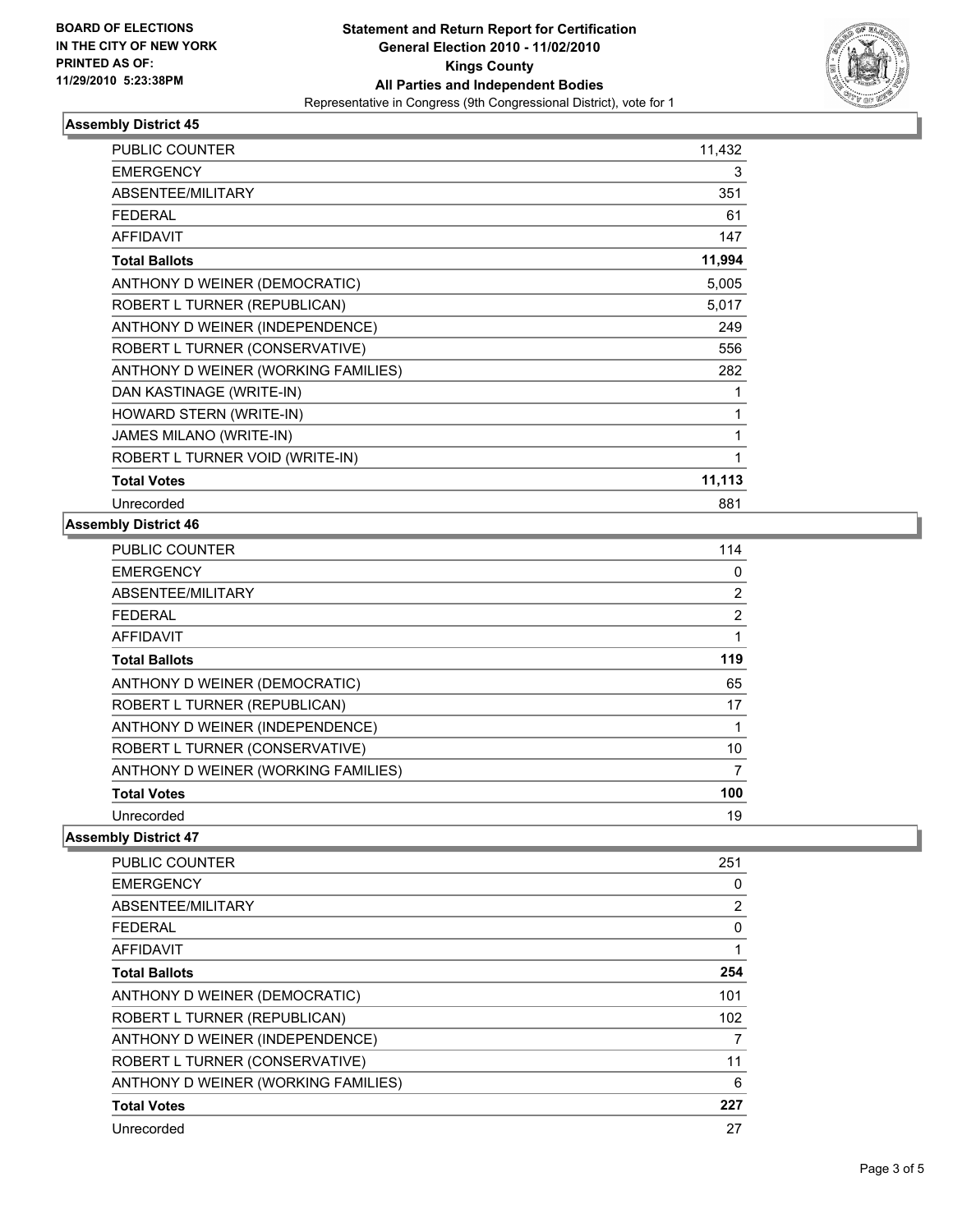**BOARD OF ELECTIONS IN THE CITY OF NEW YORK PRINTED AS OF: 11/29/2010 5:23:38PM**

**Statement and Return Report for Certification**
**General Election 2010 - 11/02/2010**
**Kings County**
**All Parties and Independent Bodies**
Representative in Congress (9th Congressional District), vote for 1

### Assembly District 45

| | |
|---|---|
| PUBLIC COUNTER | 11,432 |
| EMERGENCY | 3 |
| ABSENTEE/MILITARY | 351 |
| FEDERAL | 61 |
| AFFIDAVIT | 147 |
| **Total Ballots** | **11,994** |
| ANTHONY D WEINER (DEMOCRATIC) | 5,005 |
| ROBERT L TURNER (REPUBLICAN) | 5,017 |
| ANTHONY D WEINER (INDEPENDENCE) | 249 |
| ROBERT L TURNER (CONSERVATIVE) | 556 |
| ANTHONY D WEINER (WORKING FAMILIES) | 282 |
| DAN KASTINAGE (WRITE-IN) | 1 |
| HOWARD STERN (WRITE-IN) | 1 |
| JAMES MILANO (WRITE-IN) | 1 |
| ROBERT L TURNER VOID (WRITE-IN) | 1 |
| **Total Votes** | **11,113** |
| Unrecorded | 881 |

### Assembly District 46

| | |
|---|---|
| PUBLIC COUNTER | 114 |
| EMERGENCY | 0 |
| ABSENTEE/MILITARY | 2 |
| FEDERAL | 2 |
| AFFIDAVIT | 1 |
| **Total Ballots** | **119** |
| ANTHONY D WEINER (DEMOCRATIC) | 65 |
| ROBERT L TURNER (REPUBLICAN) | 17 |
| ANTHONY D WEINER (INDEPENDENCE) | 1 |
| ROBERT L TURNER (CONSERVATIVE) | 10 |
| ANTHONY D WEINER (WORKING FAMILIES) | 7 |
| **Total Votes** | **100** |
| Unrecorded | 19 |

### Assembly District 47

| | |
|---|---|
| PUBLIC COUNTER | 251 |
| EMERGENCY | 0 |
| ABSENTEE/MILITARY | 2 |
| FEDERAL | 0 |
| AFFIDAVIT | 1 |
| **Total Ballots** | **254** |
| ANTHONY D WEINER (DEMOCRATIC) | 101 |
| ROBERT L TURNER (REPUBLICAN) | 102 |
| ANTHONY D WEINER (INDEPENDENCE) | 7 |
| ROBERT L TURNER (CONSERVATIVE) | 11 |
| ANTHONY D WEINER (WORKING FAMILIES) | 6 |
| **Total Votes** | **227** |
| Unrecorded | 27 |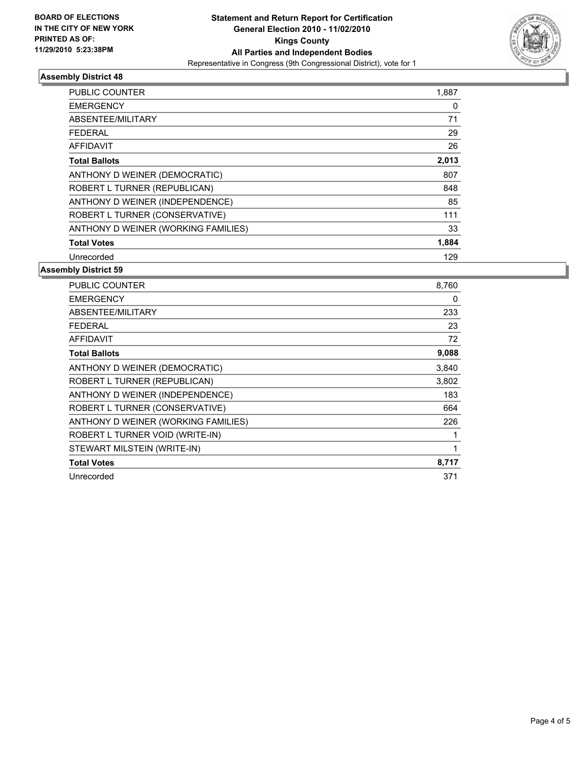**BOARD OF ELECTIONS IN THE CITY OF NEW YORK PRINTED AS OF: 11/29/2010 5:23:38PM**

**Statement and Return Report for Certification General Election 2010 - 11/02/2010 Kings County All Parties and Independent Bodies**

Representative in Congress (9th Congressional District), vote for 1

### Assembly District 48

| | |
|---|---|
| PUBLIC COUNTER | 1,887 |
| EMERGENCY | 0 |
| ABSENTEE/MILITARY | 71 |
| FEDERAL | 29 |
| AFFIDAVIT | 26 |
| **Total Ballots** | **2,013** |
| ANTHONY D WEINER (DEMOCRATIC) | 807 |
| ROBERT L TURNER (REPUBLICAN) | 848 |
| ANTHONY D WEINER (INDEPENDENCE) | 85 |
| ROBERT L TURNER (CONSERVATIVE) | 111 |
| ANTHONY D WEINER (WORKING FAMILIES) | 33 |
| **Total Votes** | **1,884** |
| Unrecorded | 129 |

### Assembly District 59

| | |
|---|---|
| PUBLIC COUNTER | 8,760 |
| EMERGENCY | 0 |
| ABSENTEE/MILITARY | 233 |
| FEDERAL | 23 |
| AFFIDAVIT | 72 |
| **Total Ballots** | **9,088** |
| ANTHONY D WEINER (DEMOCRATIC) | 3,840 |
| ROBERT L TURNER (REPUBLICAN) | 3,802 |
| ANTHONY D WEINER (INDEPENDENCE) | 183 |
| ROBERT L TURNER (CONSERVATIVE) | 664 |
| ANTHONY D WEINER (WORKING FAMILIES) | 226 |
| ROBERT L TURNER VOID (WRITE-IN) | 1 |
| STEWART MILSTEIN (WRITE-IN) | 1 |
| **Total Votes** | **8,717** |
| Unrecorded | 371 |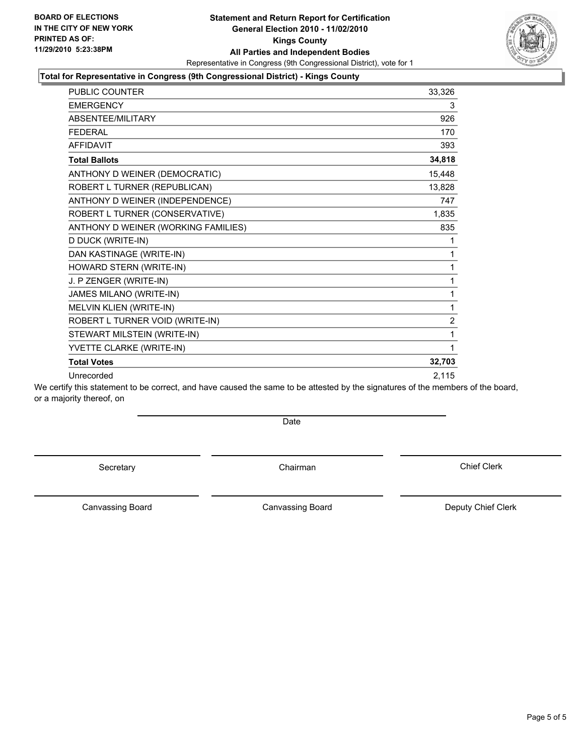**BOARD OF ELECTIONS IN THE CITY OF NEW YORK PRINTED AS OF: 11/29/2010 5:23:38PM**

# Statement and Return Report for Certification
## General Election 2010 - 11/02/2010
## Kings County
## All Parties and Independent Bodies

Representative in Congress (9th Congressional District), vote for 1

**Total for Representative in Congress (9th Congressional District) - Kings County**

| | |
|---|---|
| PUBLIC COUNTER | 33,326 |
| EMERGENCY | 3 |
| ABSENTEE/MILITARY | 926 |
| FEDERAL | 170 |
| AFFIDAVIT | 393 |
| **Total Ballots** | **34,818** |
| ANTHONY D WEINER (DEMOCRATIC) | 15,448 |
| ROBERT L TURNER (REPUBLICAN) | 13,828 |
| ANTHONY D WEINER (INDEPENDENCE) | 747 |
| ROBERT L TURNER (CONSERVATIVE) | 1,835 |
| ANTHONY D WEINER (WORKING FAMILIES) | 835 |
| D DUCK (WRITE-IN) | 1 |
| DAN KASTINAGE (WRITE-IN) | 1 |
| HOWARD STERN (WRITE-IN) | 1 |
| J. P ZENGER (WRITE-IN) | 1 |
| JAMES MILANO (WRITE-IN) | 1 |
| MELVIN KLIEN (WRITE-IN) | 1 |
| ROBERT L TURNER VOID (WRITE-IN) | 2 |
| STEWART MILSTEIN (WRITE-IN) | 1 |
| YVETTE CLARKE (WRITE-IN) | 1 |
| **Total Votes** | **32,703** |
| Unrecorded | 2,115 |

We certify this statement to be correct, and have caused the same to be attested by the signatures of the members of the board, or a majority thereof, on

Date

Secretary

Chairman

Chief Clerk

Canvassing Board

Canvassing Board

Deputy Chief Clerk